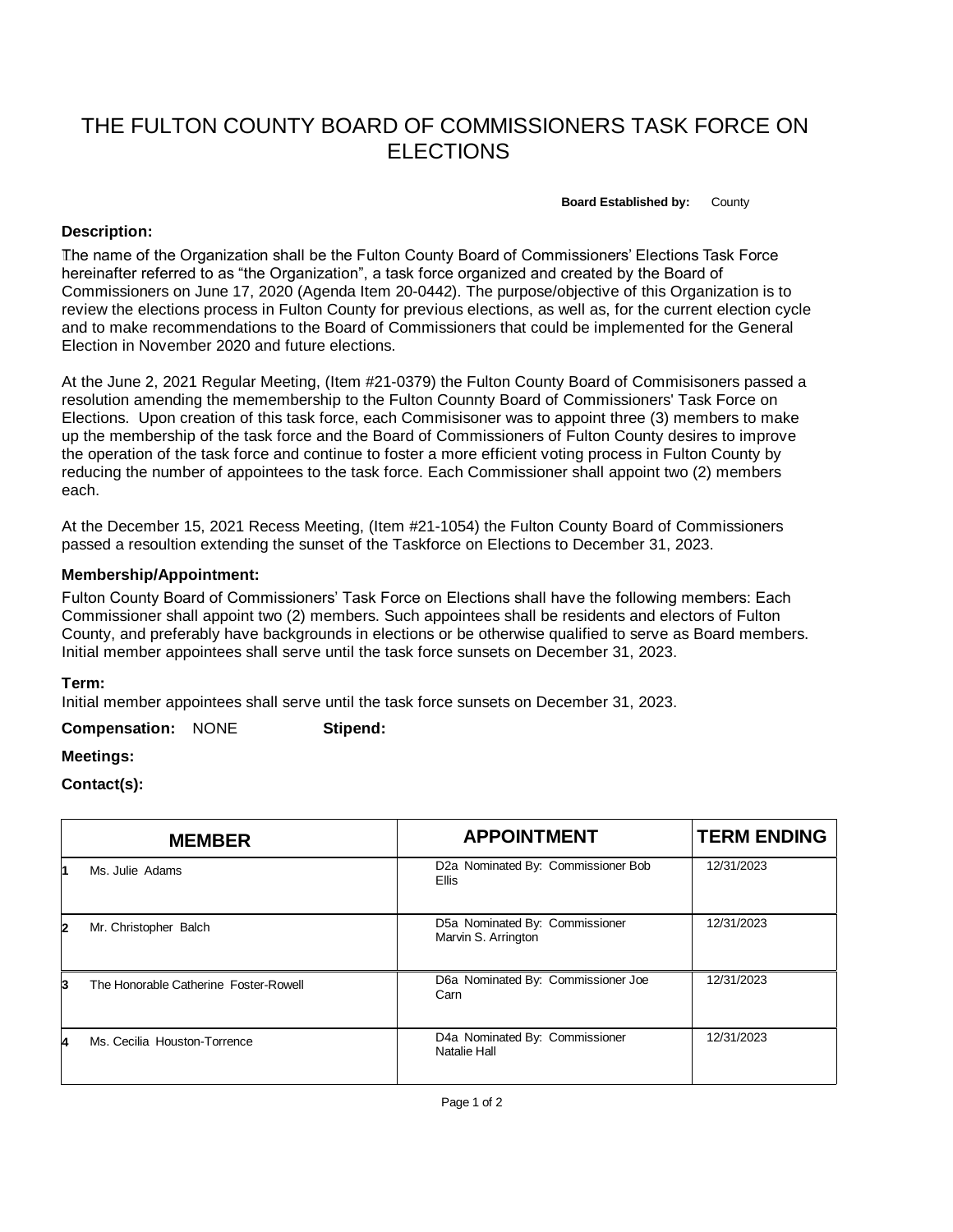# THE FULTON COUNTY BOARD OF COMMISSIONERS TASK FORCE ON ELECTIONS

**Board Established by:** County

**Description:**

The name of the Organization shall be the Fulton County Board of Commissioners' Elections Task Force hereinafter referred to as "the Organization", a task force organized and created by the Board of Commissioners on June 17, 2020 (Agenda Item 20-0442). The purpose/objective of this Organization is to review the elections process in Fulton County for previous elections, as well as, for the current election cycle and to make recommendations to the Board of Commissioners that could be implemented for the General Election in November 2020 and future elections.

At the June 2, 2021 Regular Meeting, (Item #21-0379) the Fulton County Board of Commisisoners passed a resolution amending the memembership to the Fulton Counnty Board of Commissioners' Task Force on Elections. Upon creation of this task force, each Commisisoner was to appoint three (3) members to make up the membership of the task force and the Board of Commissioners of Fulton County desires to improve the operation of the task force and continue to foster a more efficient voting process in Fulton County by reducing the number of appointees to the task force. Each Commissioner shall appoint two (2) members each.

At the December 15, 2021 Recess Meeting, (Item #21-1054) the Fulton County Board of Commissioners passed a resoultion extending the sunset of the Taskforce on Elections to December 31, 2023.

**Membership/Appointment:**

Fulton County Board of Commissioners' Task Force on Elections shall have the following members: Each Commissioner shall appoint two (2) members. Such appointees shall be residents and electors of Fulton County, and preferably have backgrounds in elections or be otherwise qualified to serve as Board members. Initial member appointees shall serve until the task force sunsets on December 31, 2023.

**Term:**

Initial member appointees shall serve until the task force sunsets on December 31, 2023.

**Compensation:** NONE **Stipend:**

**Meetings:**

**Contact(s):**

| | MEMBER | APPOINTMENT | TERM ENDING |
|---|---|---|---|
| 1 | Ms. Julie Adams | D2a Nominated By: Commissioner Bob Ellis | 12/31/2023 |
| 2 | Mr. Christopher Balch | D5a Nominated By: Commissioner Marvin S. Arrington | 12/31/2023 |
| 3 | The Honorable Catherine Foster-Rowell | D6a Nominated By: Commissioner Joe Carn | 12/31/2023 |
| 4 | Ms. Cecilia Houston-Torrence | D4a Nominated By: Commissioner Natalie Hall | 12/31/2023 |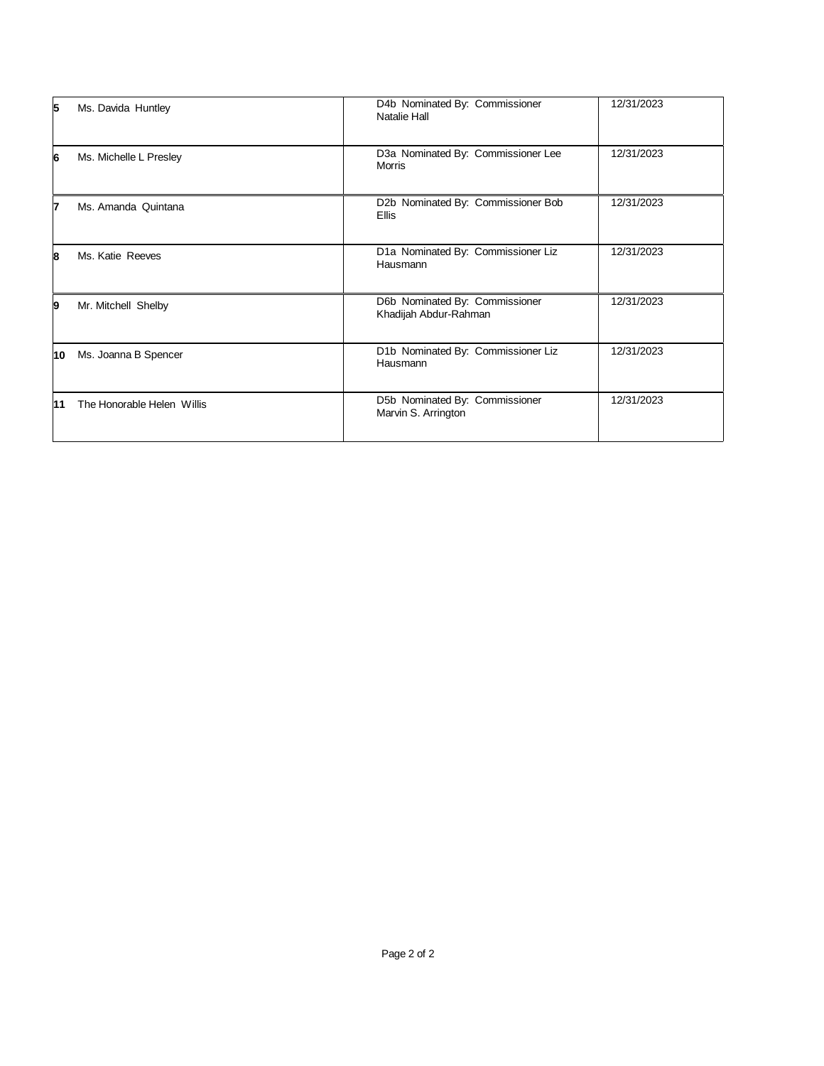| | | | |
|---|---|---|---|
| 5 | Ms. Davida Huntley | D4b Nominated By: Commissioner Natalie Hall | 12/31/2023 |
| 6 | Ms. Michelle L Presley | D3a Nominated By: Commissioner Lee Morris | 12/31/2023 |
| 7 | Ms. Amanda Quintana | D2b Nominated By: Commissioner Bob Ellis | 12/31/2023 |
| 8 | Ms. Katie Reeves | D1a Nominated By: Commissioner Liz Hausmann | 12/31/2023 |
| 9 | Mr. Mitchell Shelby | D6b Nominated By: Commissioner Khadijah Abdur-Rahman | 12/31/2023 |
| 10 | Ms. Joanna B Spencer | D1b Nominated By: Commissioner Liz Hausmann | 12/31/2023 |
| 11 | The Honorable Helen Willis | D5b Nominated By: Commissioner Marvin S. Arrington | 12/31/2023 |